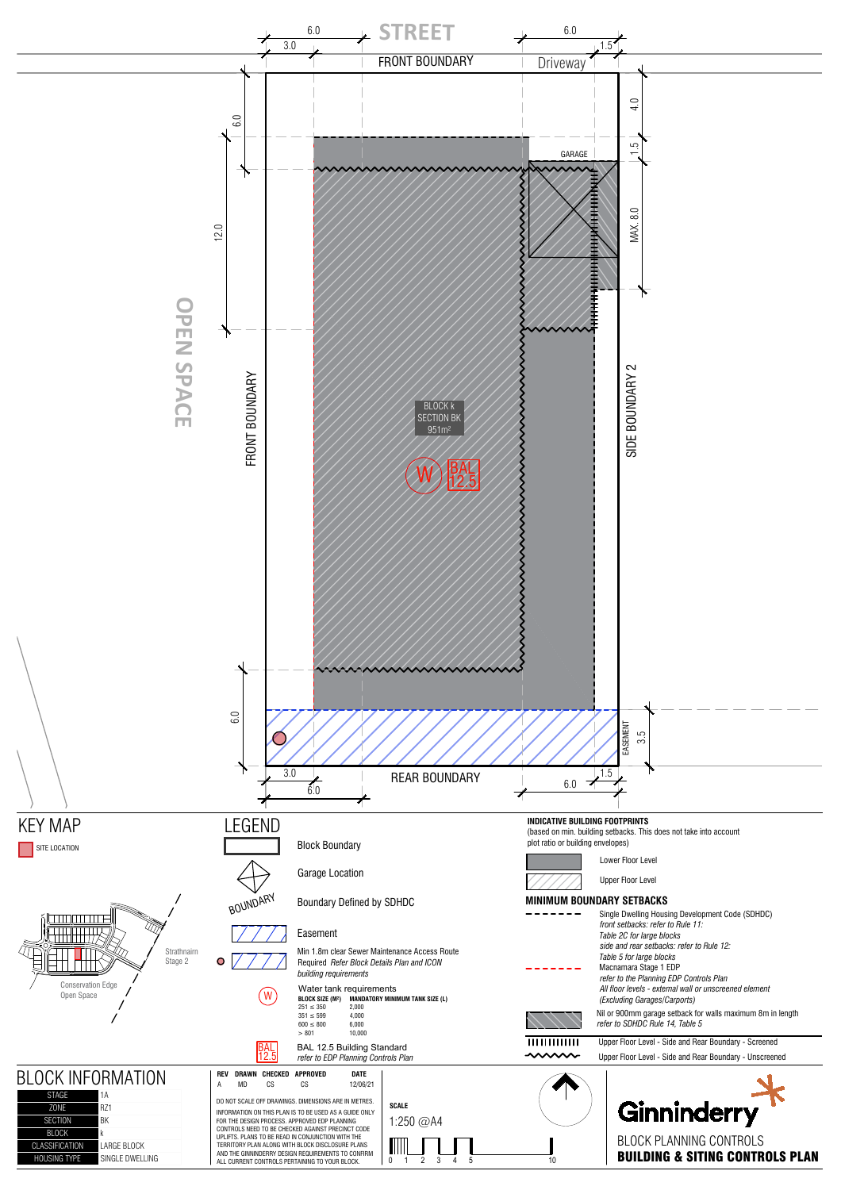STREET

FRONT BOUNDARY

Driveway

6.0 | 3.0 | 6.0 | 1.5

4.0 | 1.5 | MAX. 8.0

GARAGE

6.0 | 12.0

OPEN SPACE

FRONT BOUNDARY

BLOCK k
SECTION BK
951m²

W

BAL 12.5

SIDE BOUNDARY 2

6.0

EASEMENT 3.5

3.0 | 6.0 | REAR BOUNDARY | 6.0 | 1.5

## KEY MAP

SITE LOCATION

Strathnairn Stage 2

Conservation Edge Open Space

## LEGEND

- Block Boundary
- Garage Location
- BOUNDARY — Boundary Defined by SDHDC
- Easement
- Min 1.8m clear Sewer Maintenance Access Route Required *Refer Block Details Plan and ICON building requirements*
- (W) Water tank requirements

| BLOCK SIZE (M²) | MANDATORY MINIMUM TANK SIZE (L) |
| --- | --- |
| 251 ≤ 350 | 2,000 |
| 351 ≤ 599 | 4,000 |
| 600 ≤ 800 | 6,000 |
| > 801 | 10,000 |

- BAL 12.5 — BAL 12.5 Building Standard *refer to EDP Planning Controls Plan*

## INDICATIVE BUILDING FOOTPRINTS

(based on min. building setbacks. This does not take into account plot ratio or building envelopes)

- Lower Floor Level
- Upper Floor Level

## MINIMUM BOUNDARY SETBACKS

- Single Dwelling Housing Development Code (SDHDC) *front setbacks: refer to Rule 11: Table 2C for large blocks side and rear setbacks: refer to Rule 12: Table 5 for large blocks*
- Macnamara Stage 1 EDP *refer to the Planning EDP Controls Plan All floor levels - external wall or unscreened element (Excluding Garages/Carports)*
- Nil or 900mm garage setback for walls maximum 8m in length *refer to SDHDC Rule 14, Table 5*
- Upper Floor Level - Side and Rear Boundary - Screened
- Upper Floor Level - Side and Rear Boundary - Unscreened

## BLOCK INFORMATION

| | |
| --- | --- |
| STAGE | 1A |
| ZONE | RZ1 |
| SECTION | BK |
| BLOCK | k |
| CLASSIFICATION | LARGE BLOCK |
| HOUSING TYPE | SINGLE DWELLING |

| REV | DRAWN | CHECKED | APPROVED | DATE |
| --- | --- | --- | --- | --- |
| A | MD | CS | CS | 12/06/21 |

DO NOT SCALE OFF DRAWINGS. DIMENSIONS ARE IN METRES.

INFORMATION ON THIS PLAN IS TO BE USED AS A GUIDE ONLY FOR THE DESIGN PROCESS. APPROVED EDP PLANNING CONTROLS NEED TO BE CHECKED AGAINST PRECINCT CODE UPLIFTS. PLANS TO BE READ IN CONJUNCTION WITH THE TERRITORY PLAN ALONG WITH BLOCK DISCLOSURE PLANS AND THE GINNINDERRY DESIGN REQUIREMENTS TO CONFIRM ALL CURRENT CONTROLS PERTAINING TO YOUR BLOCK.

**SCALE**

1:250 @A4

0 1 2 3 4 5 10

Ginninderry

BLOCK PLANNING CONTROLS

**BUILDING & SITING CONTROLS PLAN**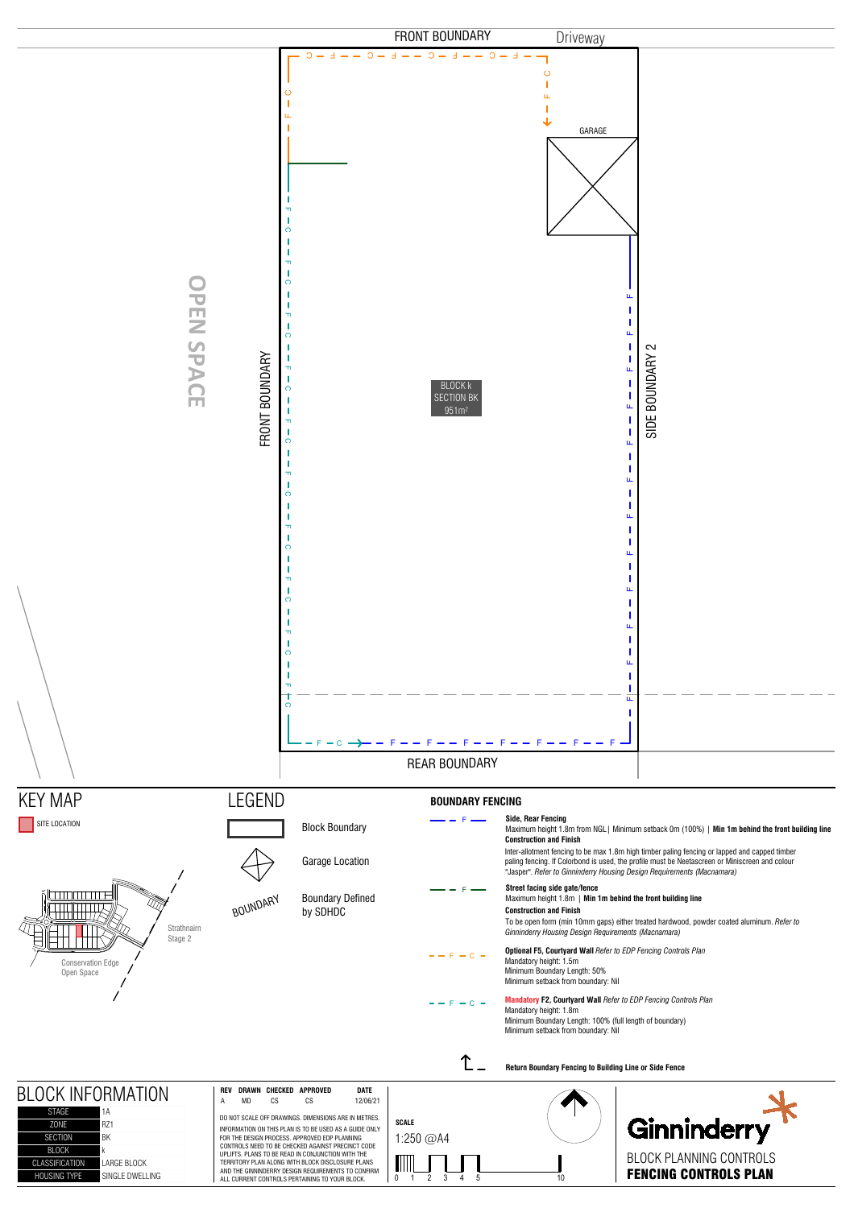FRONT BOUNDARY

Driveway

GARAGE

OPEN SPACE

FRONT BOUNDARY

BLOCK k
SECTION BK
951m²

SIDE BOUNDARY 2

REAR BOUNDARY

## KEY MAP

SITE LOCATION

Strathnairn Stage 2

Conservation Edge Open Space

## LEGEND

Block Boundary

Garage Location

BOUNDARY — Boundary Defined by SDHDC

## BOUNDARY FENCING

**Side, Rear Fencing**
Maximum height 1.8m from NGL | Minimum setback 0m (100%) | **Min 1m behind the front building line**
**Construction and Finish**
Inter-allotment fencing to be max 1.8m high timber paling fencing or lapped and capped timber paling fencing. If Colorbond is used, the profile must be Neetascreen or Miniscreen and colour "Jasper". *Refer to Ginninderry Housing Design Requirements (Macnamara)*

**Street facing side gate/fence**
Maximum height 1.8m | **Min 1m behind the front building line**
**Construction and Finish**
To be open form (min 10mm gaps) either treated hardwood, powder coated aluminum. *Refer to Ginninderry Housing Design Requirements (Macnamara)*

**Optional F5, Courtyard Wall** *Refer to EDP Fencing Controls Plan*
Mandatory height: 1.5m
Minimum Boundary Length: 50%
Minimum setback from boundary: Nil

**Mandatory F2, Courtyard Wall** *Refer to EDP Fencing Controls Plan*
Mandatory height: 1.8m
Minimum Boundary Length: 100% (full length of boundary)
Minimum setback from boundary: Nil

**Return Boundary Fencing to Building Line or Side Fence**

## BLOCK INFORMATION

| | |
|---|---|
| STAGE | 1A |
| ZONE | RZ1 |
| SECTION | BK |
| BLOCK | k |
| CLASSIFICATION | LARGE BLOCK |
| HOUSING TYPE | SINGLE DWELLING |

| REV | DRAWN | CHECKED | APPROVED | DATE |
|---|---|---|---|---|
| A | MD | CS | CS | 12/06/21 |

DO NOT SCALE OFF DRAWINGS. DIMENSIONS ARE IN METRES.
INFORMATION ON THIS PLAN IS TO BE USED AS A GUIDE ONLY FOR THE DESIGN PROCESS. APPROVED EDP PLANNING CONTROLS NEED TO BE CHECKED AGAINST PRECINCT CODE UPLIFTS. PLANS TO BE READ IN CONJUNCTION WITH THE TERRITORY PLAN ALONG WITH BLOCK DISCLOSURE PLANS AND THE GINNINDERRY DESIGN REQUIREMENTS TO CONFIRM ALL CURRENT CONTROLS PERTAINING TO YOUR BLOCK.

SCALE
1:250 @A4
0 1 2 3 4 5 10

Ginninderry

BLOCK PLANNING CONTROLS
**FENCING CONTROLS PLAN**